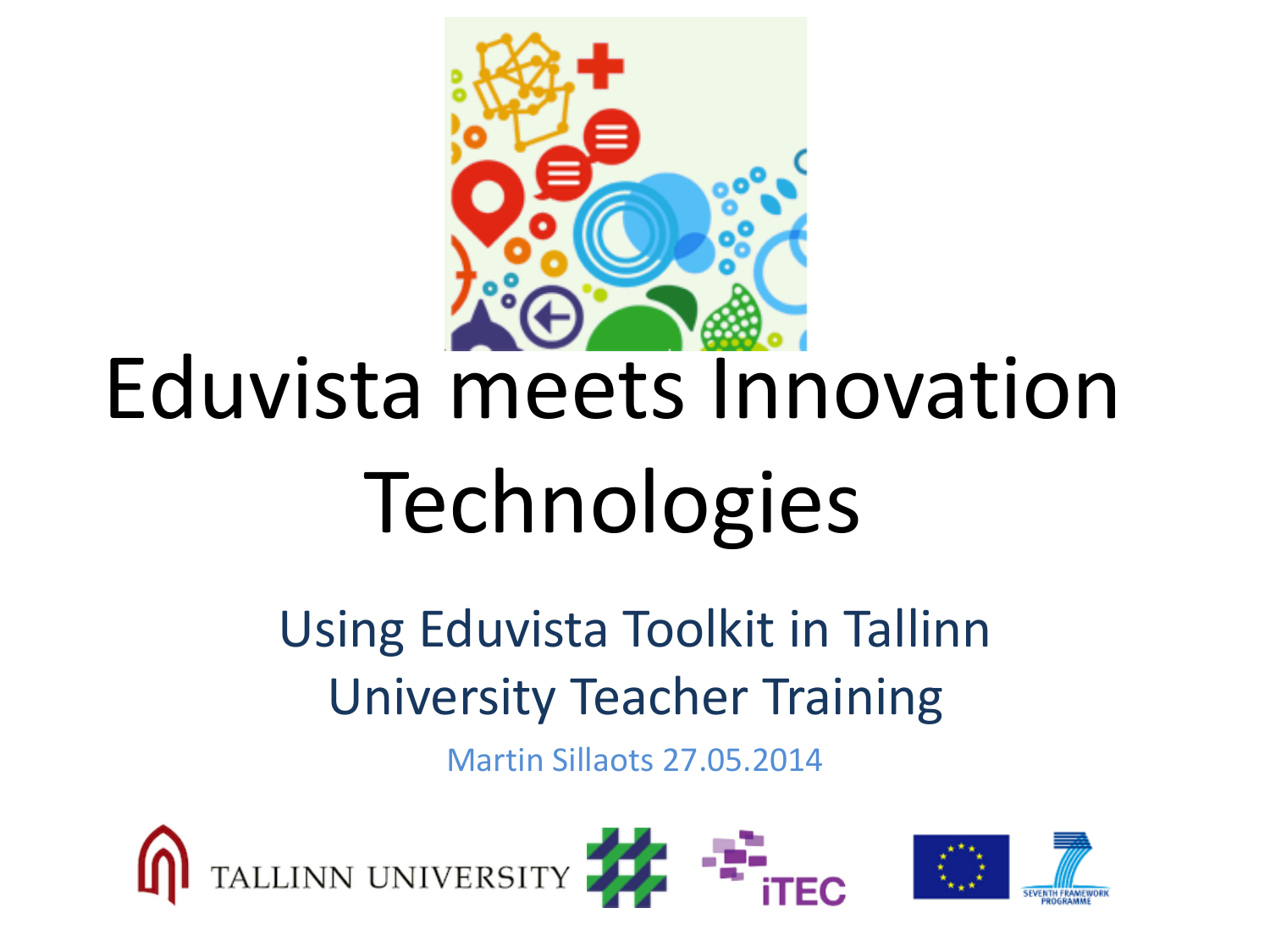# Eduvista meets Innovation Technologies

## Using Eduvista Toolkit in Tallinn University Teacher Training

Martin Sillaots 27.05.2014

TALLINN UNIVERSITY

iTEC

SEVENTH FRAMEWORK PROGRAMME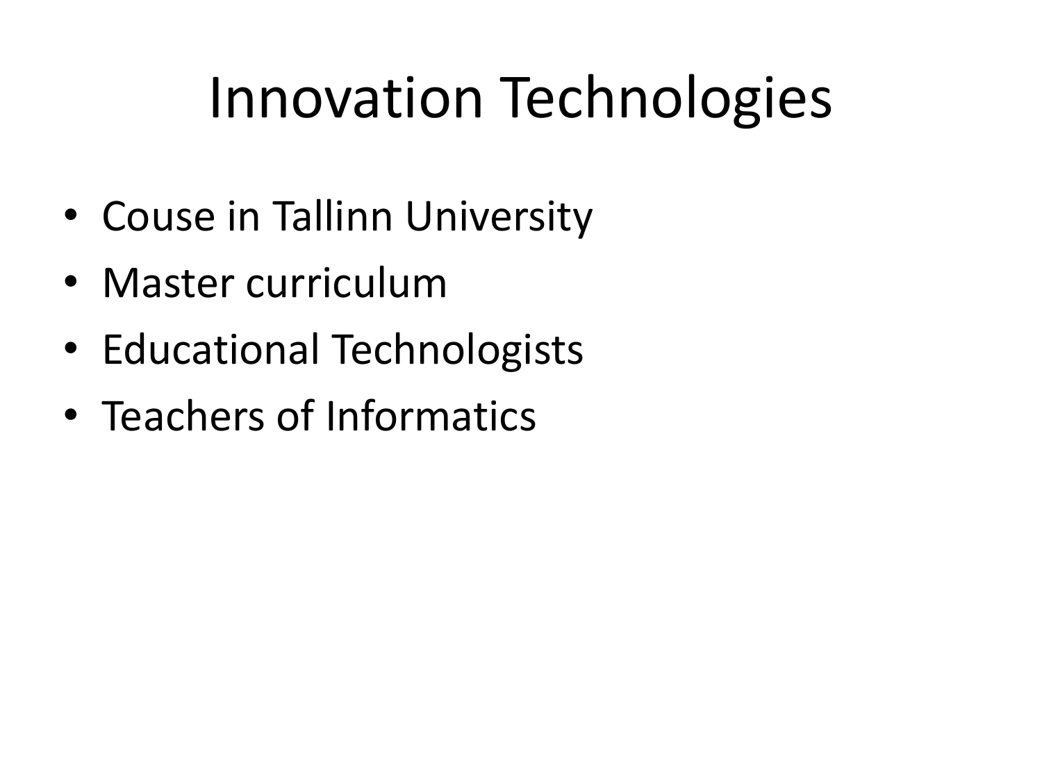# Innovation Technologies

- Couse in Tallinn University
- Master curriculum
- Educational Technologists
- Teachers of Informatics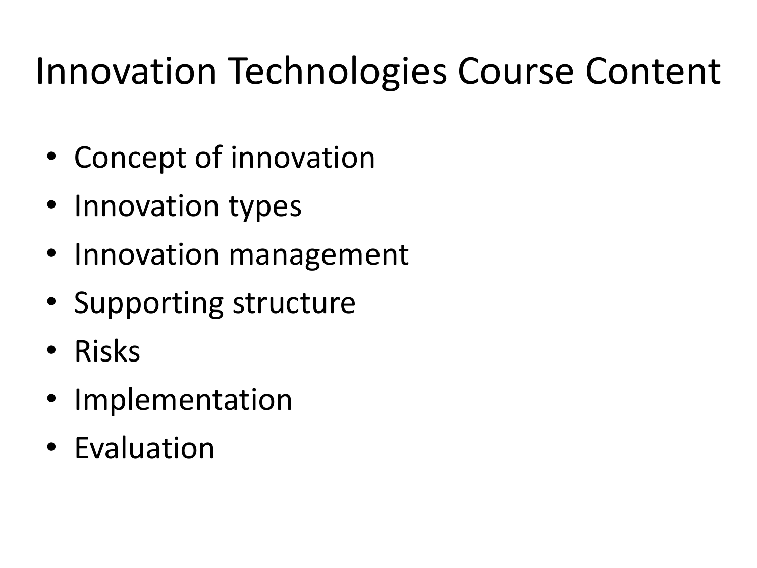# Innovation Technologies Course Content

- Concept of innovation
- Innovation types
- Innovation management
- Supporting structure
- Risks
- Implementation
- Evaluation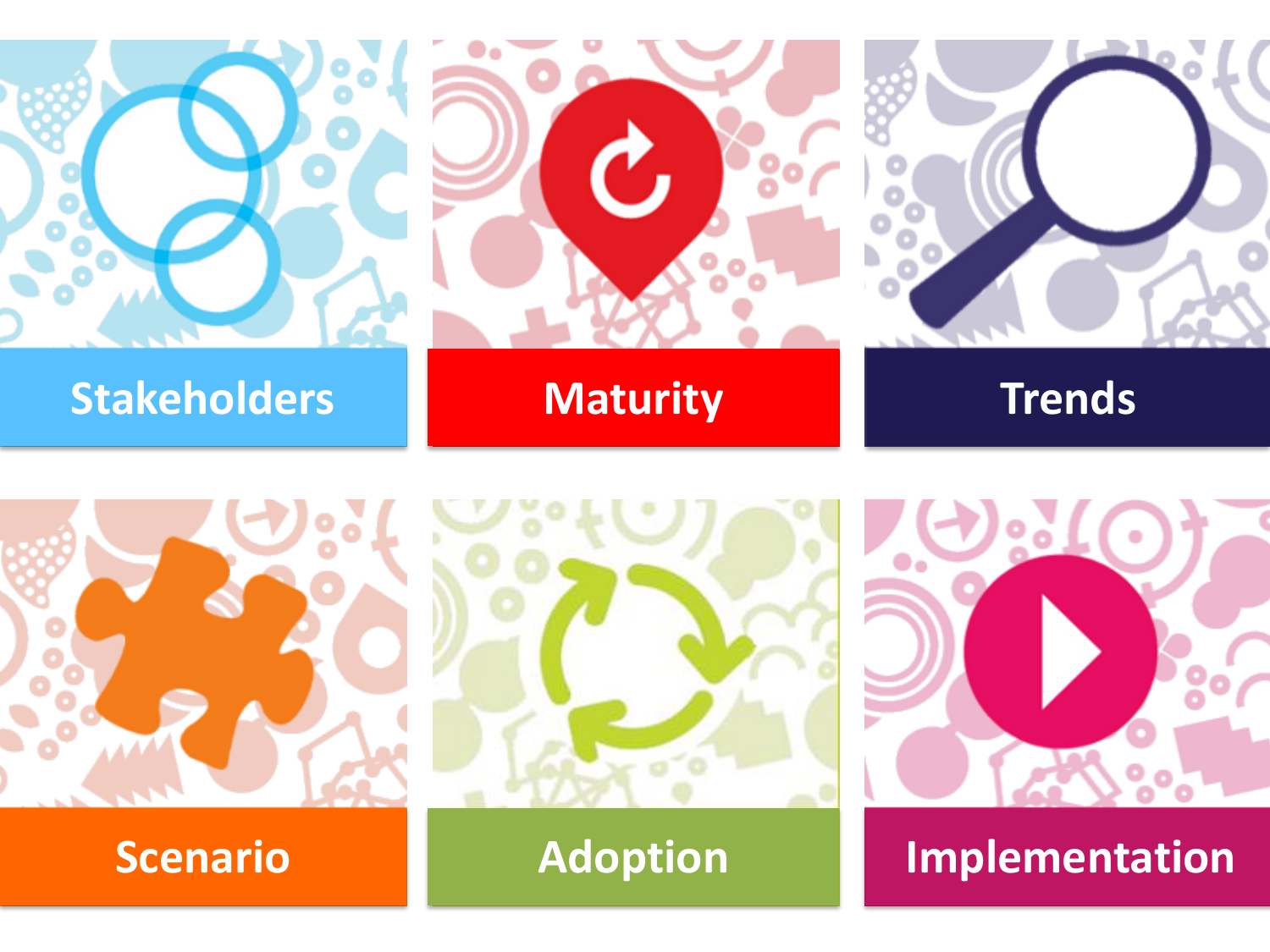Stakeholders

Maturity

Trends

Scenario

Adoption

Implementation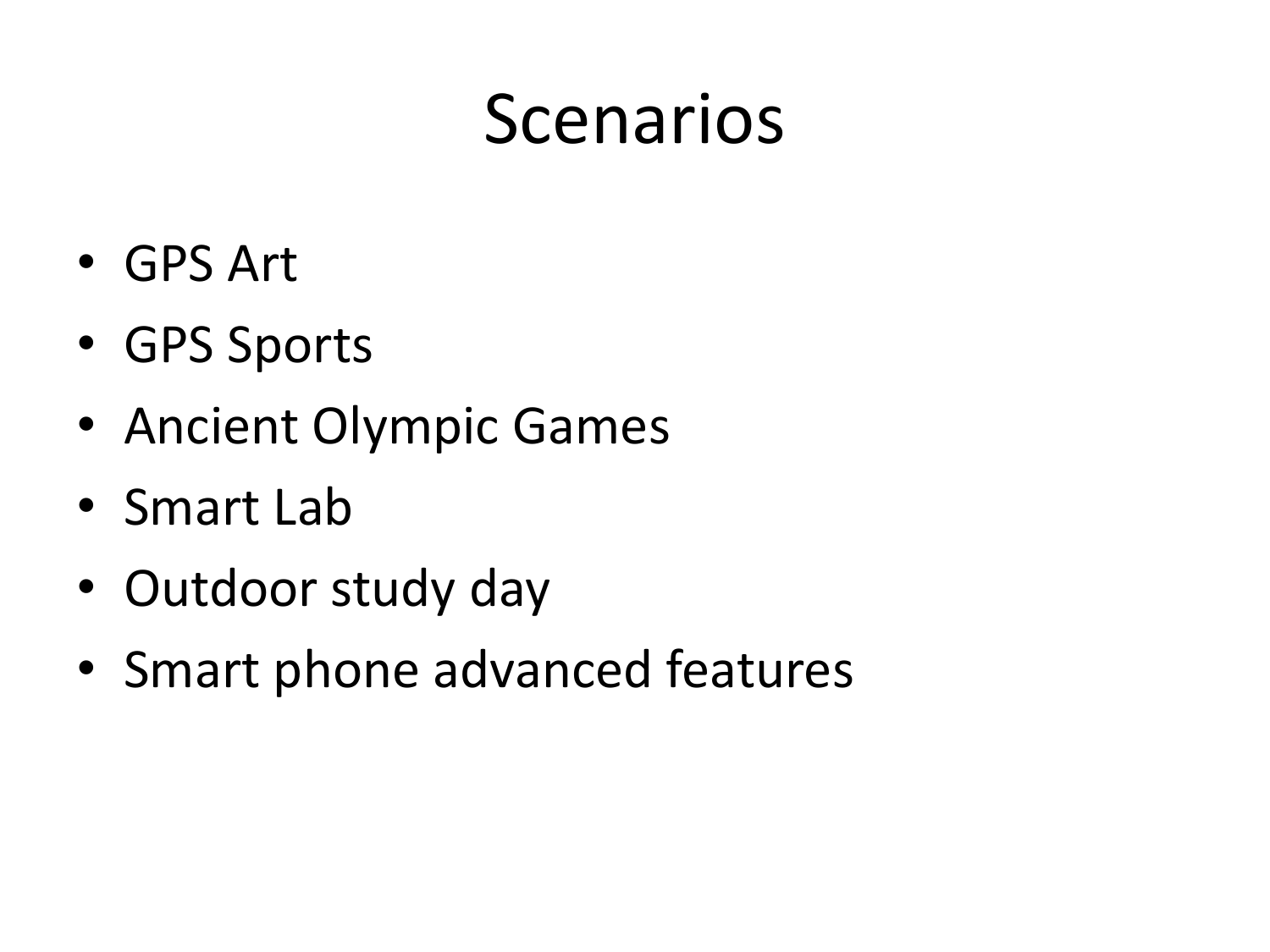# Scenarios

- GPS Art
- GPS Sports
- Ancient Olympic Games
- Smart Lab
- Outdoor study day
- Smart phone advanced features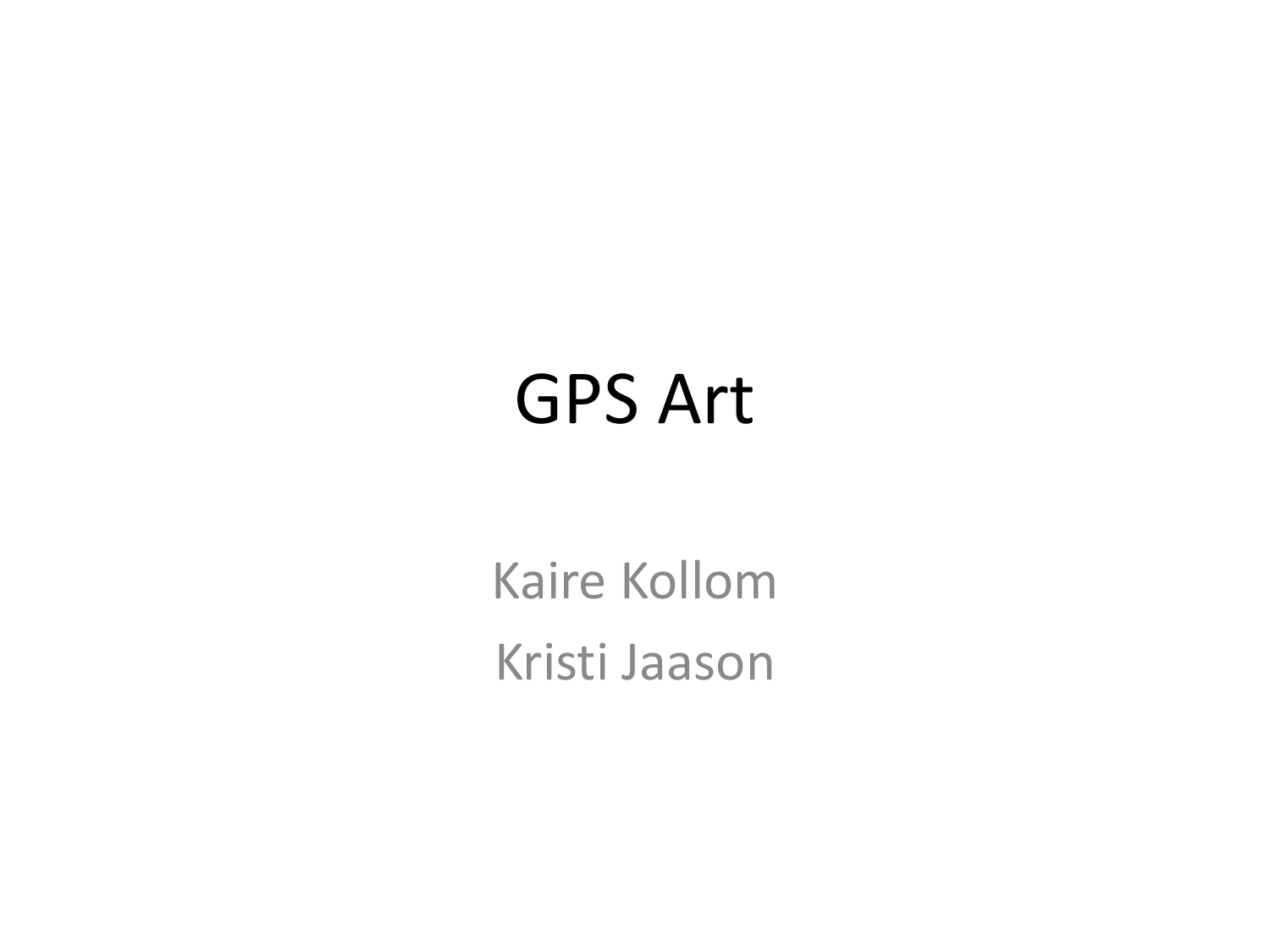# GPS Art

Kaire Kollom

Kristi Jaason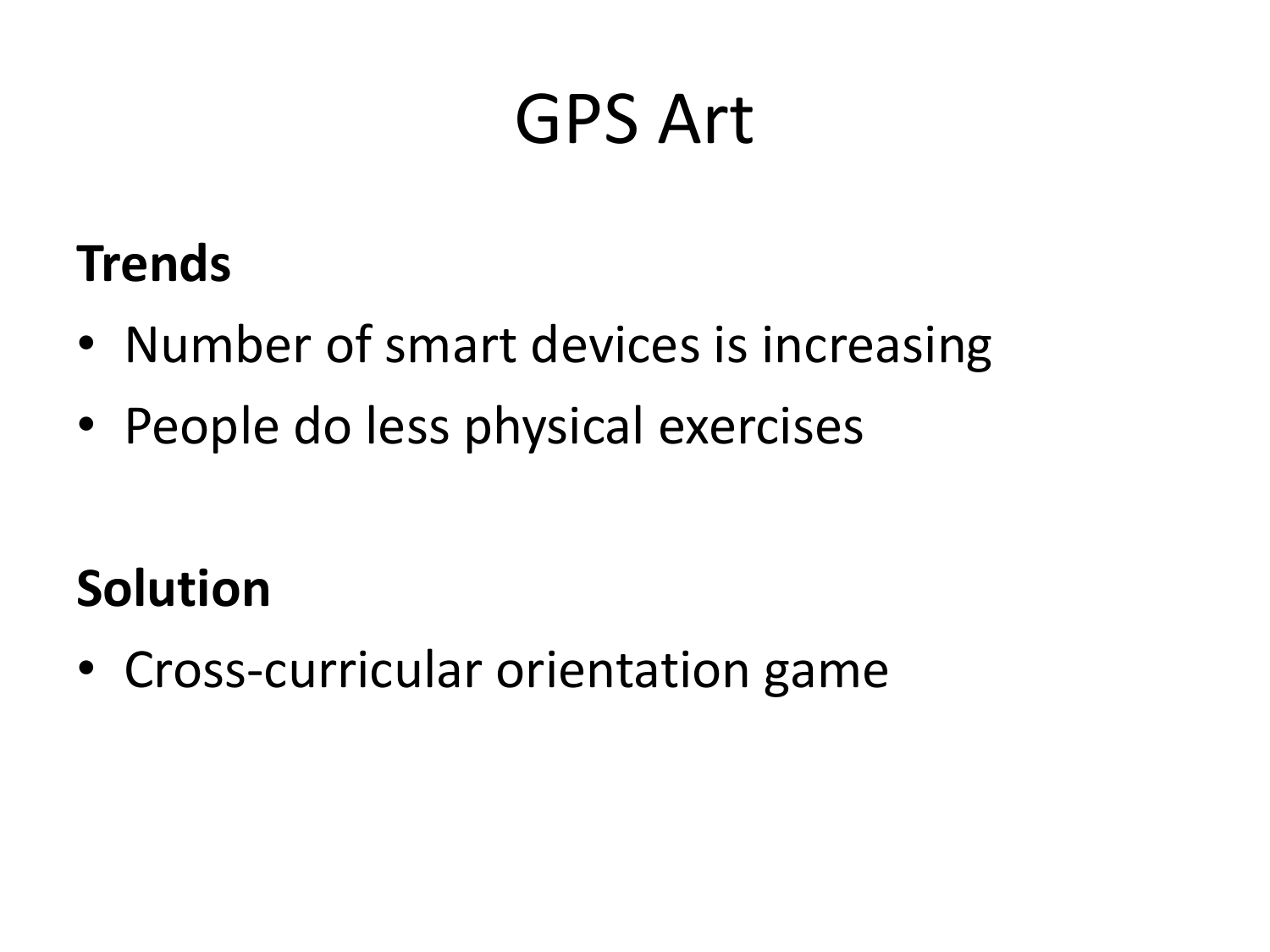# GPS Art

**Trends**

- Number of smart devices is increasing
- People do less physical exercises

**Solution**

- Cross-curricular orientation game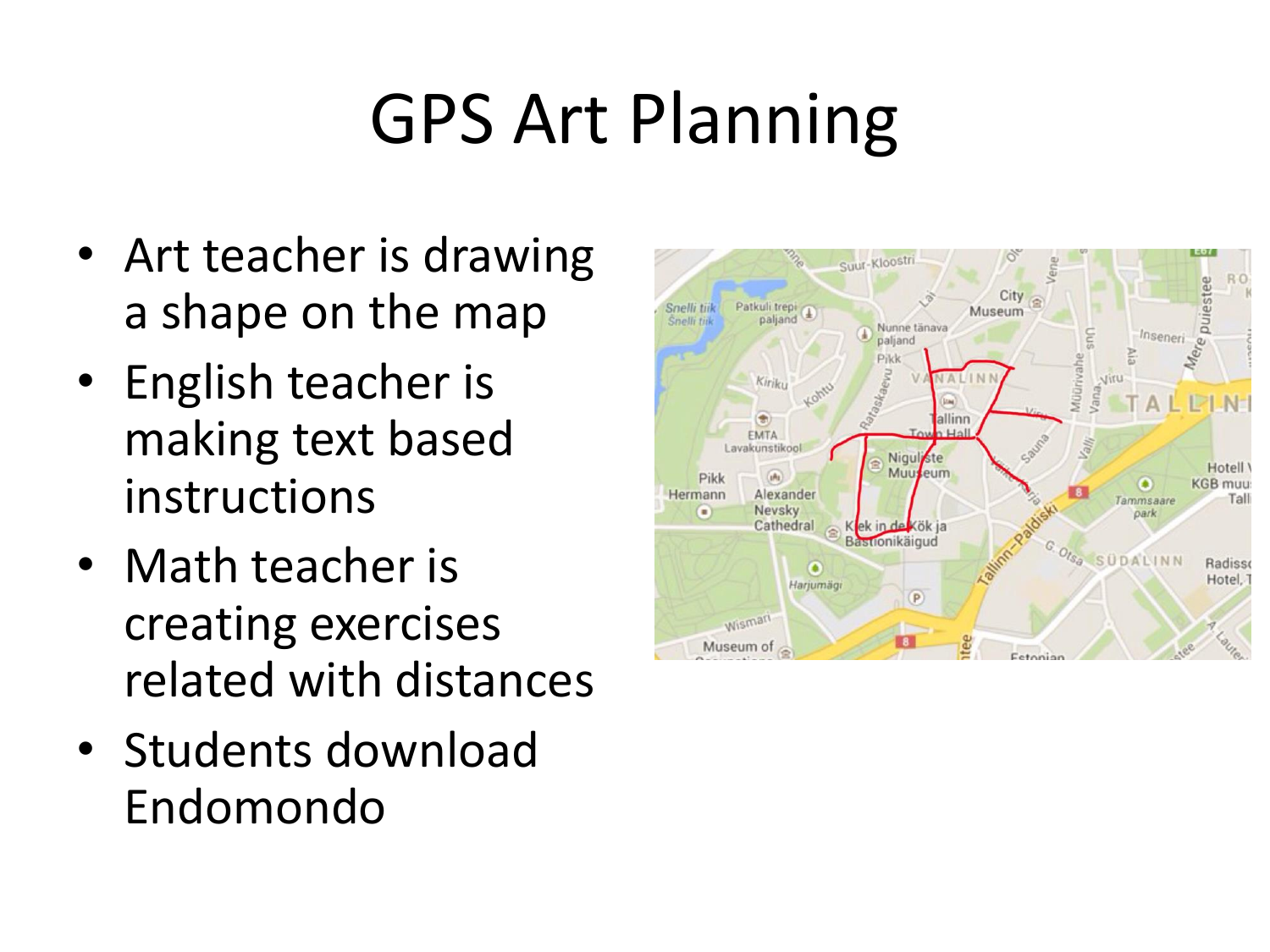# GPS Art Planning

- Art teacher is drawing a shape on the map
- English teacher is making text based instructions
- Math teacher is creating exercises related with distances
- Students download Endomondo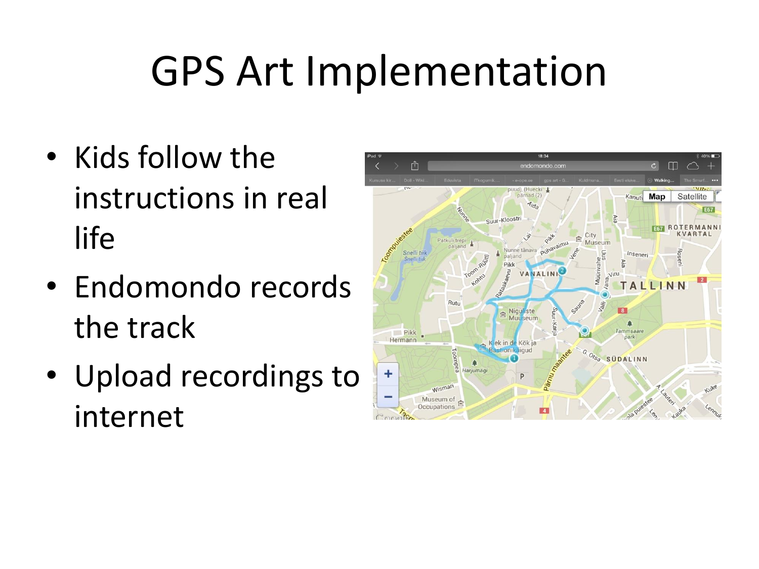# GPS Art Implementation

- Kids follow the instructions in real life
- Endomondo records the track
- Upload recordings to internet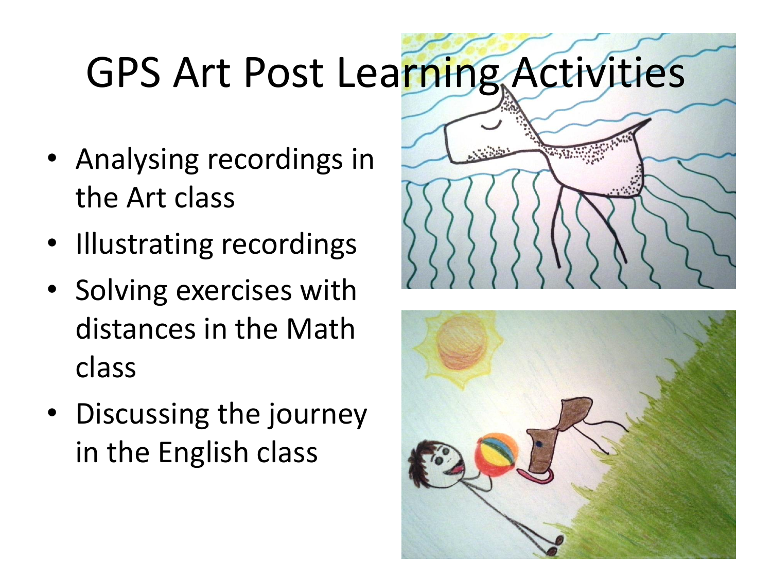# GPS Art Post Learning Activities

- Analysing recordings in the Art class
- Illustrating recordings
- Solving exercises with distances in the Math class
- Discussing the journey in the English class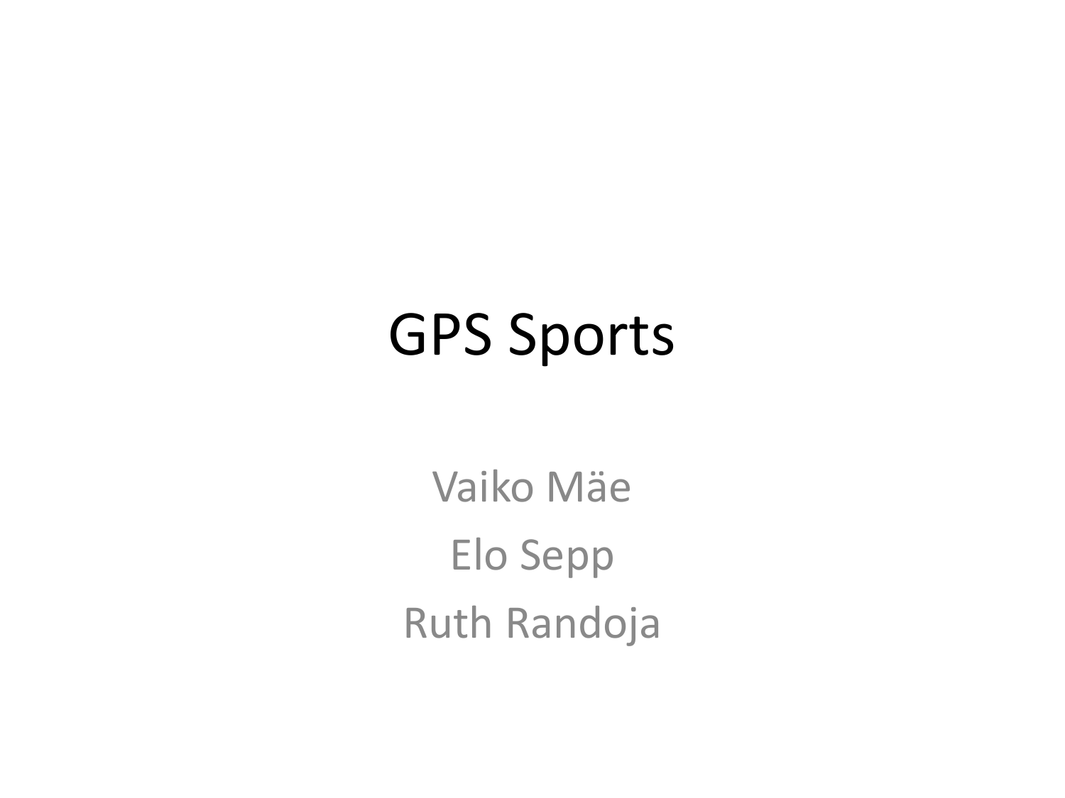# GPS Sports

Vaiko Mäe

Elo Sepp

Ruth Randoja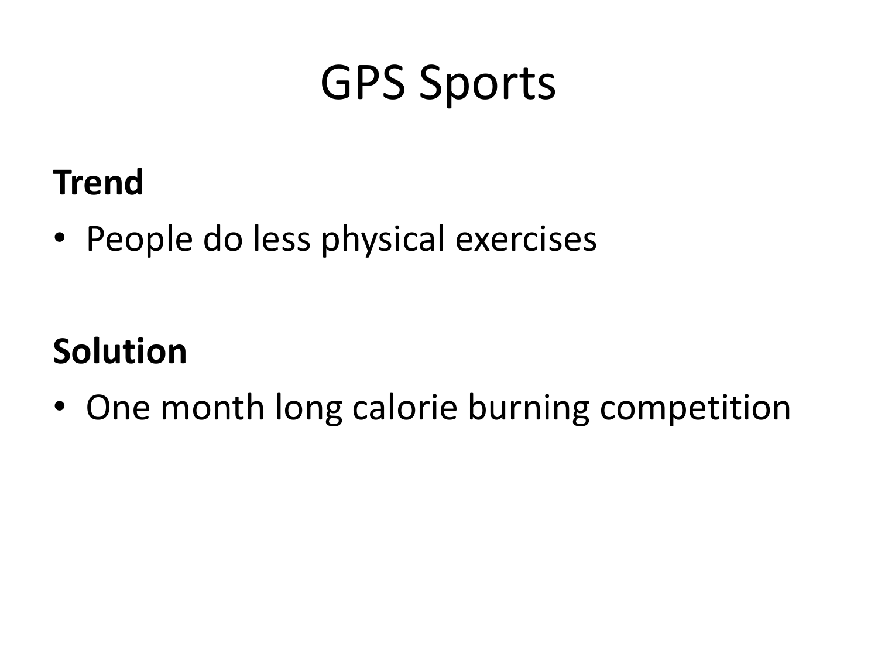# GPS Sports

**Trend**

- People do less physical exercises

**Solution**

- One month long calorie burning competition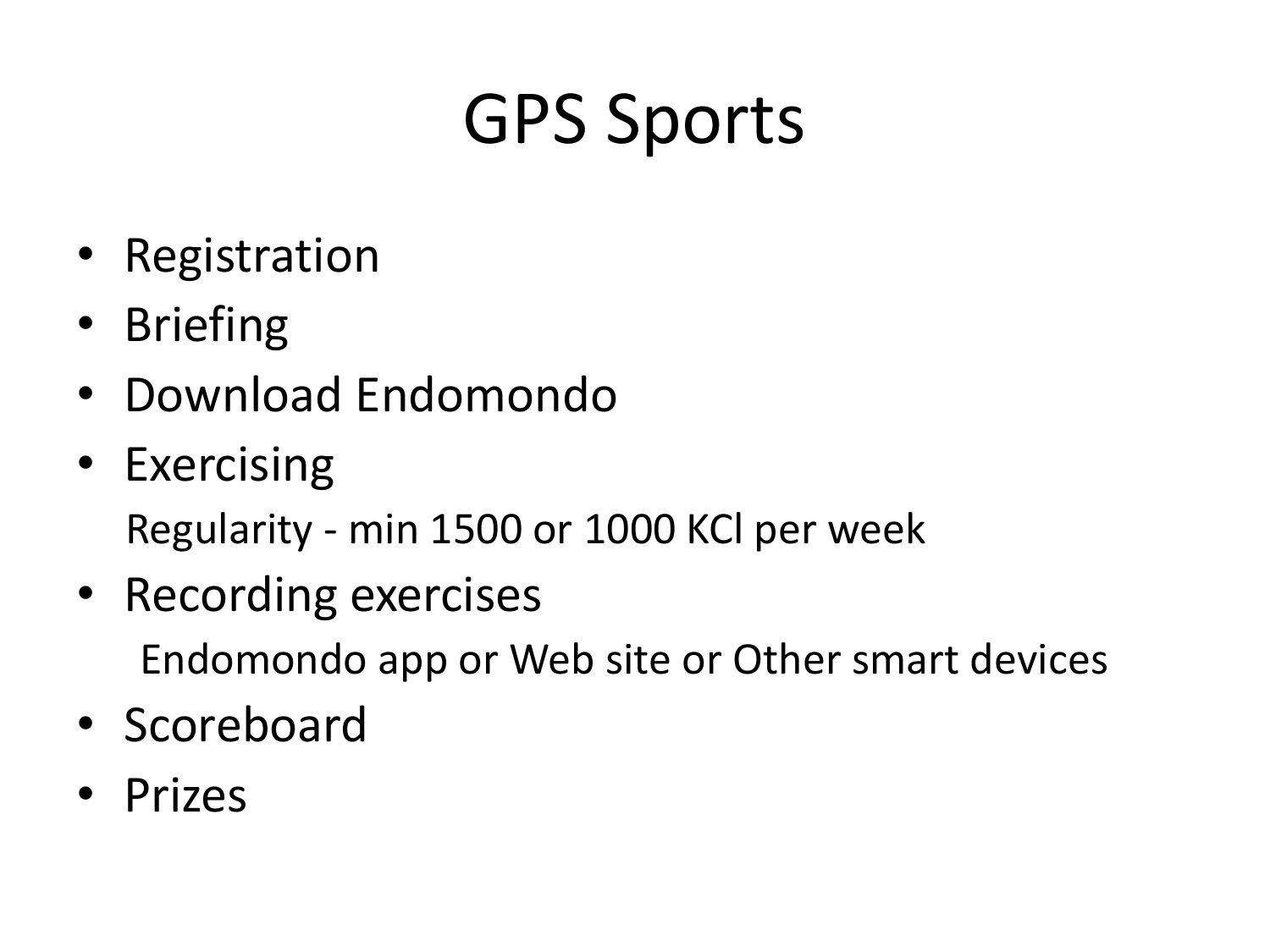# GPS Sports

- Registration
- Briefing
- Download Endomondo
- Exercising

  Regularity - min 1500 or 1000 KCl per week
- Recording exercises

  Endomondo app or Web site or Other smart devices
- Scoreboard
- Prizes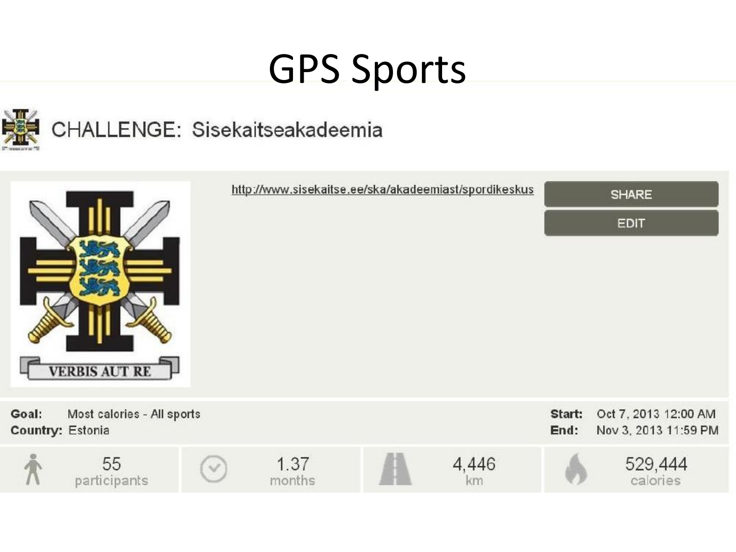# GPS Sports

CHALLENGE: Sisekaitseakadeemia

VERBIS AUT RE

http://www.sisekaitse.ee/ska/akadeemiast/spordikeskus

SHARE

EDIT

**Goal:** Most calories - All sports
**Country:** Estonia

**Start:** Oct 7, 2013 12:00 AM
**End:** Nov 3, 2013 11:59 PM

| 55 participants | 1.37 months | 4,446 km | 529,444 calories |
|---|---|---|---|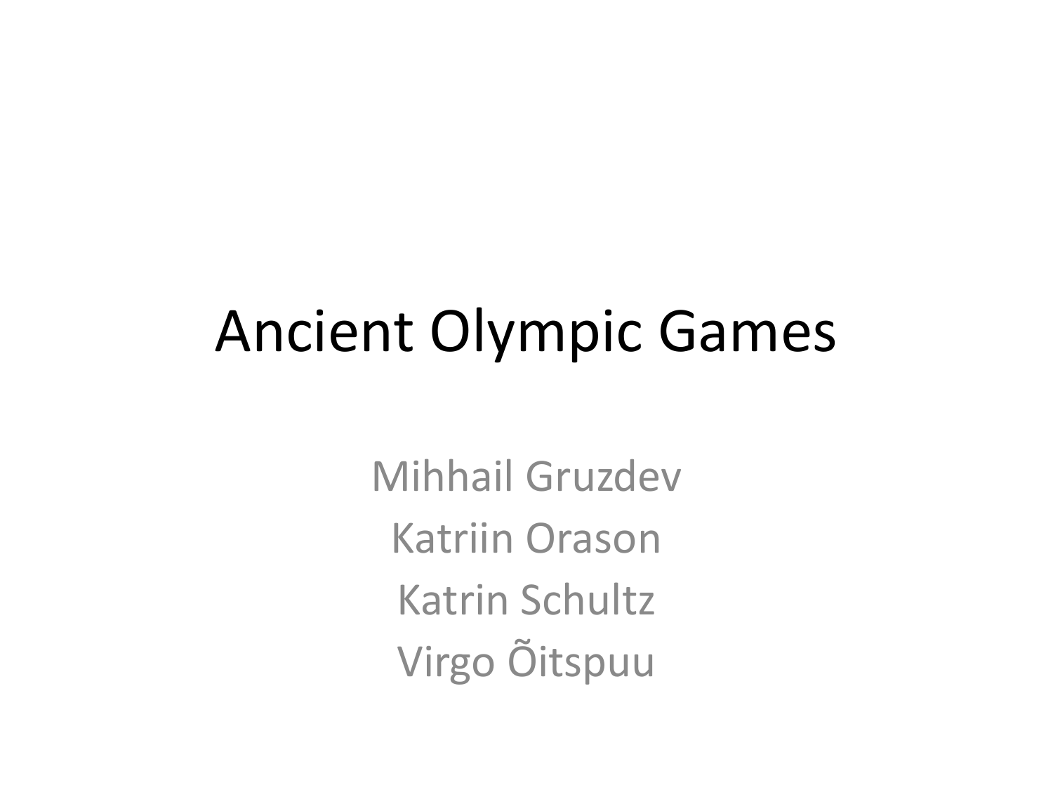# Ancient Olympic Games

Mihhail Gruzdev
Katriin Orason
Katrin Schultz
Virgo Õitspuu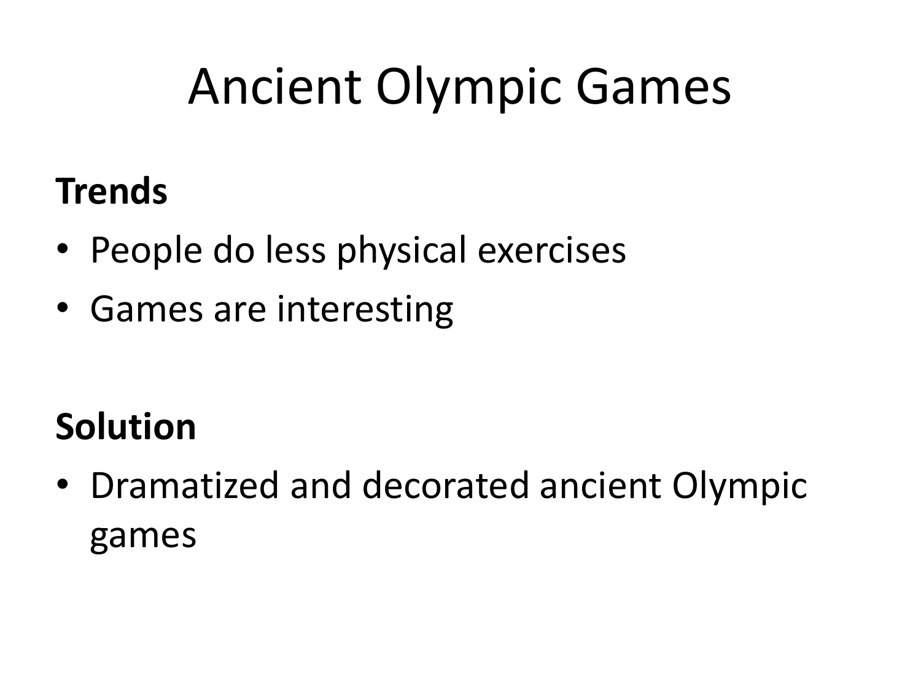# Ancient Olympic Games

**Trends**

- People do less physical exercises
- Games are interesting

**Solution**

- Dramatized and decorated ancient Olympic games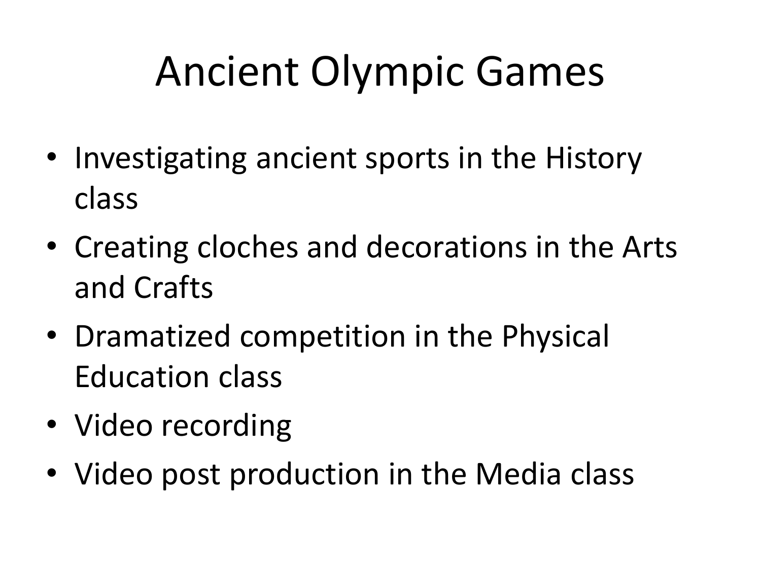# Ancient Olympic Games

- Investigating ancient sports in the History class
- Creating cloches and decorations in the Arts and Crafts
- Dramatized competition in the Physical Education class
- Video recording
- Video post production in the Media class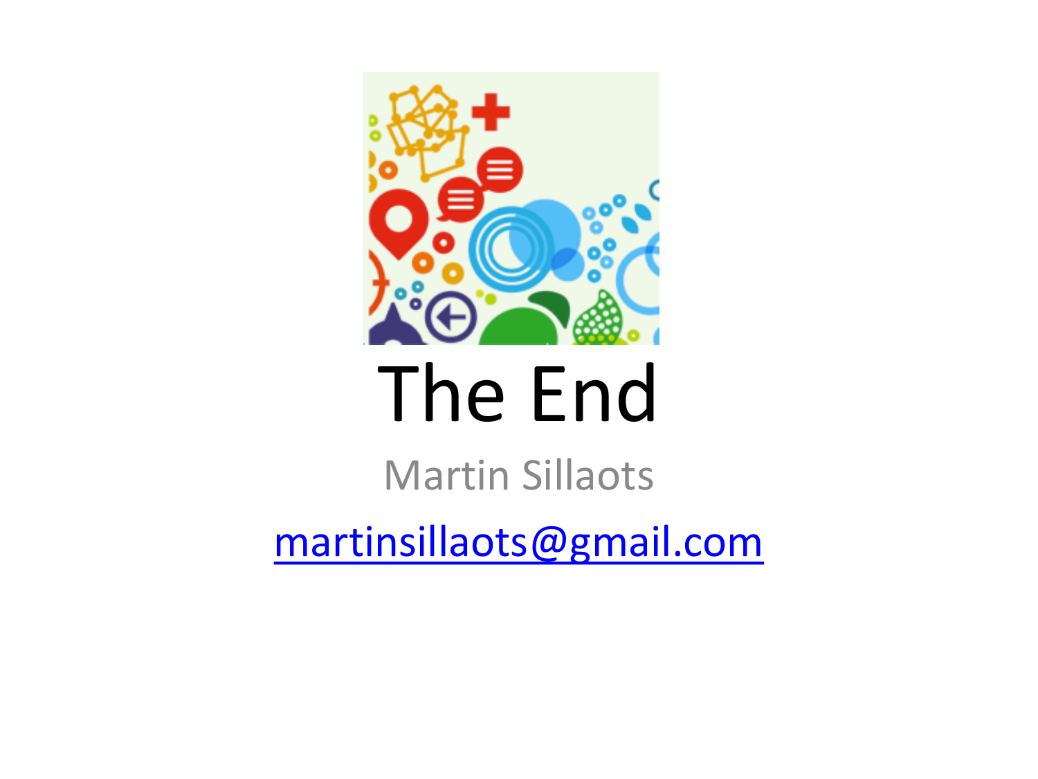# The End

Martin Sillaots

martinsillaots@gmail.com